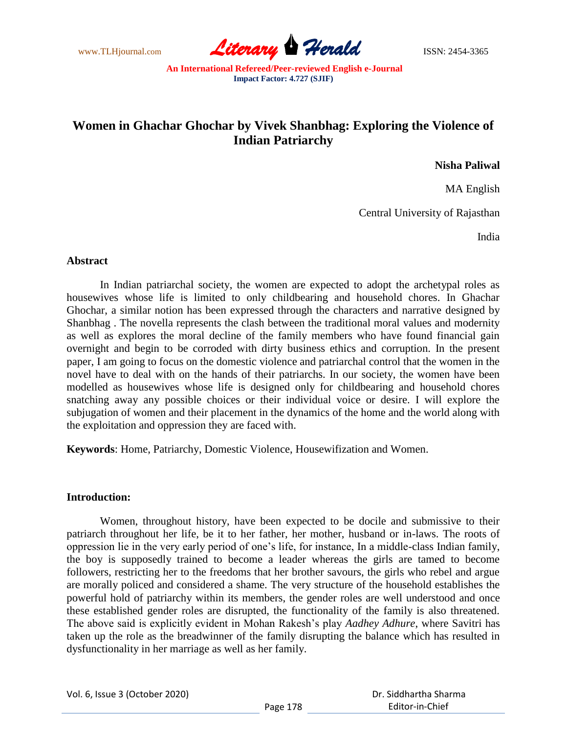# Women in Ghachar Ghochar by Vivek Shanbhag: Exploring the Violence of Indian Patriarchy

**Nisha Paliwal**

MA English

Central University of Rajasthan

India

## Abstract

In Indian patriarchal society, the women are expected to adopt the archetypal roles as housewives whose life is limited to only childbearing and household chores. In Ghachar Ghochar, a similar notion has been expressed through the characters and narrative designed by Shanbhag . The novella represents the clash between the traditional moral values and modernity as well as explores the moral decline of the family members who have found financial gain overnight and begin to be corroded with dirty business ethics and corruption. In the present paper, I am going to focus on the domestic violence and patriarchal control that the women in the novel have to deal with on the hands of their patriarchs. In our society, the women have been modelled as housewives whose life is designed only for childbearing and household chores snatching away any possible choices or their individual voice or desire. I will explore the subjugation of women and their placement in the dynamics of the home and the world along with the exploitation and oppression they are faced with.

**Keywords**: Home, Patriarchy, Domestic Violence, Housewifization and Women.

## Introduction:

Women, throughout history, have been expected to be docile and submissive to their patriarch throughout her life, be it to her father, her mother, husband or in-laws. The roots of oppression lie in the very early period of one's life, for instance, In a middle-class Indian family, the boy is supposedly trained to become a leader whereas the girls are tamed to become followers, restricting her to the freedoms that her brother savours, the girls who rebel and argue are morally policed and considered a shame. The very structure of the household establishes the powerful hold of patriarchy within its members, the gender roles are well understood and once these established gender roles are disrupted, the functionality of the family is also threatened. The above said is explicitly evident in Mohan Rakesh's play *Aadhey Adhure*, where Savitri has taken up the role as the breadwinner of the family disrupting the balance which has resulted in dysfunctionality in her marriage as well as her family.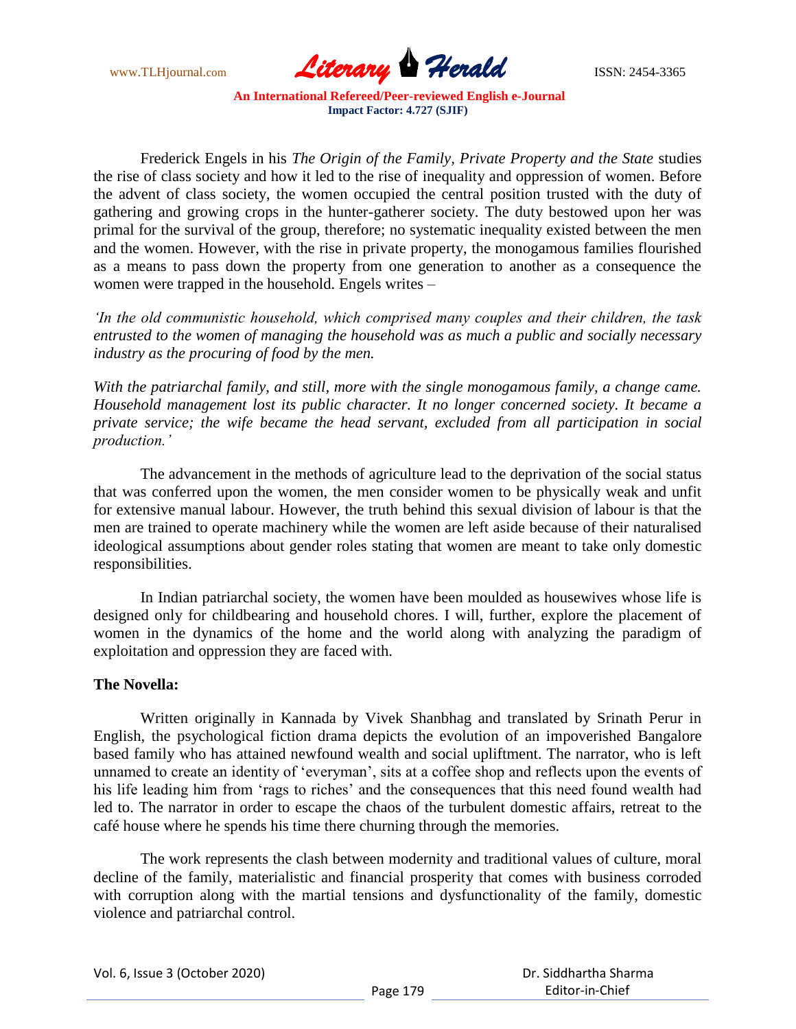Frederick Engels in his *The Origin of the Family, Private Property and the State* studies the rise of class society and how it led to the rise of inequality and oppression of women. Before the advent of class society, the women occupied the central position trusted with the duty of gathering and growing crops in the hunter-gatherer society. The duty bestowed upon her was primal for the survival of the group, therefore; no systematic inequality existed between the men and the women. However, with the rise in private property, the monogamous families flourished as a means to pass down the property from one generation to another as a consequence the women were trapped in the household. Engels writes –

*'In the old communistic household, which comprised many couples and their children, the task entrusted to the women of managing the household was as much a public and socially necessary industry as the procuring of food by the men.*

*With the patriarchal family, and still, more with the single monogamous family, a change came. Household management lost its public character. It no longer concerned society. It became a private service; the wife became the head servant, excluded from all participation in social production.'*

The advancement in the methods of agriculture lead to the deprivation of the social status that was conferred upon the women, the men consider women to be physically weak and unfit for extensive manual labour. However, the truth behind this sexual division of labour is that the men are trained to operate machinery while the women are left aside because of their naturalised ideological assumptions about gender roles stating that women are meant to take only domestic responsibilities.

In Indian patriarchal society, the women have been moulded as housewives whose life is designed only for childbearing and household chores. I will, further, explore the placement of women in the dynamics of the home and the world along with analyzing the paradigm of exploitation and oppression they are faced with.

**The Novella:**

Written originally in Kannada by Vivek Shanbhag and translated by Srinath Perur in English, the psychological fiction drama depicts the evolution of an impoverished Bangalore based family who has attained newfound wealth and social upliftment. The narrator, who is left unnamed to create an identity of 'everyman', sits at a coffee shop and reflects upon the events of his life leading him from 'rags to riches' and the consequences that this need found wealth had led to. The narrator in order to escape the chaos of the turbulent domestic affairs, retreat to the café house where he spends his time there churning through the memories.

The work represents the clash between modernity and traditional values of culture, moral decline of the family, materialistic and financial prosperity that comes with business corroded with corruption along with the martial tensions and dysfunctionality of the family, domestic violence and patriarchal control.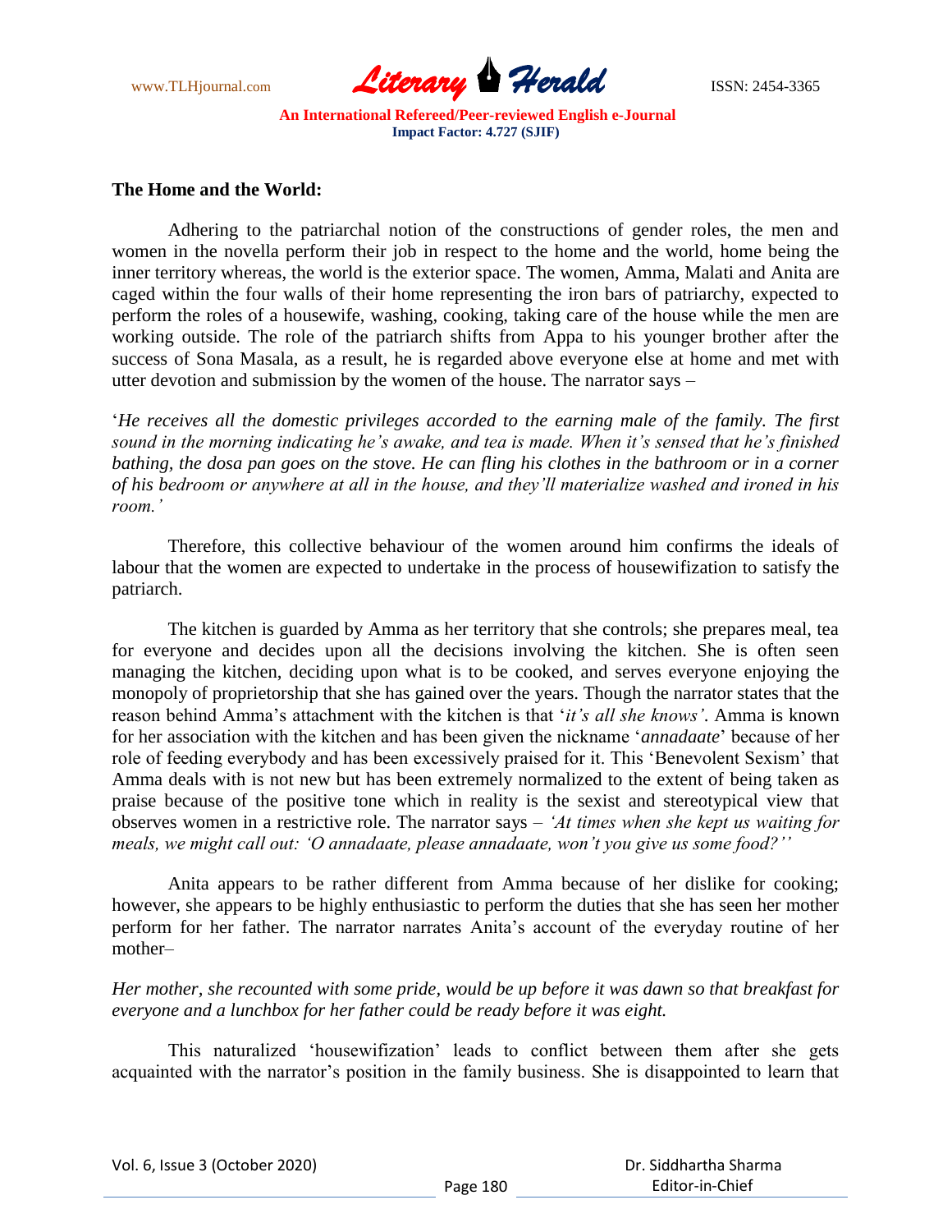**The Home and the World:**

Adhering to the patriarchal notion of the constructions of gender roles, the men and women in the novella perform their job in respect to the home and the world, home being the inner territory whereas, the world is the exterior space. The women, Amma, Malati and Anita are caged within the four walls of their home representing the iron bars of patriarchy, expected to perform the roles of a housewife, washing, cooking, taking care of the house while the men are working outside. The role of the patriarch shifts from Appa to his younger brother after the success of Sona Masala, as a result, he is regarded above everyone else at home and met with utter devotion and submission by the women of the house. The narrator says –

'*He receives all the domestic privileges accorded to the earning male of the family. The first sound in the morning indicating he's awake, and tea is made. When it's sensed that he's finished bathing, the dosa pan goes on the stove. He can fling his clothes in the bathroom or in a corner of his bedroom or anywhere at all in the house, and they'll materialize washed and ironed in his room.*'

Therefore, this collective behaviour of the women around him confirms the ideals of labour that the women are expected to undertake in the process of housewifization to satisfy the patriarch.

The kitchen is guarded by Amma as her territory that she controls; she prepares meal, tea for everyone and decides upon all the decisions involving the kitchen. She is often seen managing the kitchen, deciding upon what is to be cooked, and serves everyone enjoying the monopoly of proprietorship that she has gained over the years. Though the narrator states that the reason behind Amma's attachment with the kitchen is that '*it's all she knows*'. Amma is known for her association with the kitchen and has been given the nickname '*annadaate*' because of her role of feeding everybody and has been excessively praised for it. This 'Benevolent Sexism' that Amma deals with is not new but has been extremely normalized to the extent of being taken as praise because of the positive tone which in reality is the sexist and stereotypical view that observes women in a restrictive role. The narrator says – *'At times when she kept us waiting for meals, we might call out: 'O annadaate, please annadaate, won't you give us some food?''*

Anita appears to be rather different from Amma because of her dislike for cooking; however, she appears to be highly enthusiastic to perform the duties that she has seen her mother perform for her father. The narrator narrates Anita's account of the everyday routine of her mother–

*Her mother, she recounted with some pride, would be up before it was dawn so that breakfast for everyone and a lunchbox for her father could be ready before it was eight.*

This naturalized 'housewifization' leads to conflict between them after she gets acquainted with the narrator's position in the family business. She is disappointed to learn that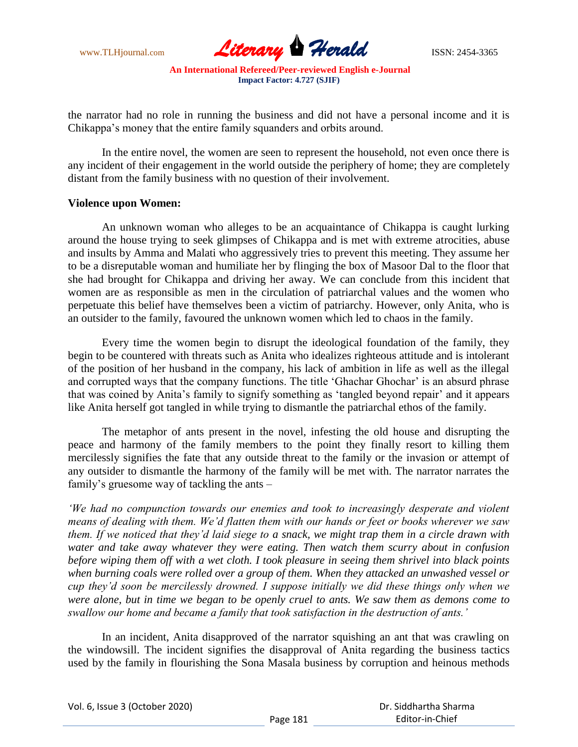the narrator had no role in running the business and did not have a personal income and it is Chikappa's money that the entire family squanders and orbits around.

In the entire novel, the women are seen to represent the household, not even once there is any incident of their engagement in the world outside the periphery of home; they are completely distant from the family business with no question of their involvement.

**Violence upon Women:**

An unknown woman who alleges to be an acquaintance of Chikappa is caught lurking around the house trying to seek glimpses of Chikappa and is met with extreme atrocities, abuse and insults by Amma and Malati who aggressively tries to prevent this meeting. They assume her to be a disreputable woman and humiliate her by flinging the box of Masoor Dal to the floor that she had brought for Chikappa and driving her away. We can conclude from this incident that women are as responsible as men in the circulation of patriarchal values and the women who perpetuate this belief have themselves been a victim of patriarchy. However, only Anita, who is an outsider to the family, favoured the unknown women which led to chaos in the family.

Every time the women begin to disrupt the ideological foundation of the family, they begin to be countered with threats such as Anita who idealizes righteous attitude and is intolerant of the position of her husband in the company, his lack of ambition in life as well as the illegal and corrupted ways that the company functions. The title 'Ghachar Ghochar' is an absurd phrase that was coined by Anita's family to signify something as 'tangled beyond repair' and it appears like Anita herself got tangled in while trying to dismantle the patriarchal ethos of the family.

The metaphor of ants present in the novel, infesting the old house and disrupting the peace and harmony of the family members to the point they finally resort to killing them mercilessly signifies the fate that any outside threat to the family or the invasion or attempt of any outsider to dismantle the harmony of the family will be met with. The narrator narrates the family's gruesome way of tackling the ants –

*'We had no compunction towards our enemies and took to increasingly desperate and violent means of dealing with them. We'd flatten them with our hands or feet or books wherever we saw them. If we noticed that they'd laid siege to a snack, we might trap them in a circle drawn with water and take away whatever they were eating. Then watch them scurry about in confusion before wiping them off with a wet cloth. I took pleasure in seeing them shrivel into black points when burning coals were rolled over a group of them. When they attacked an unwashed vessel or cup they'd soon be mercilessly drowned. I suppose initially we did these things only when we were alone, but in time we began to be openly cruel to ants. We saw them as demons come to swallow our home and became a family that took satisfaction in the destruction of ants.'*

In an incident, Anita disapproved of the narrator squishing an ant that was crawling on the windowsill. The incident signifies the disapproval of Anita regarding the business tactics used by the family in flourishing the Sona Masala business by corruption and heinous methods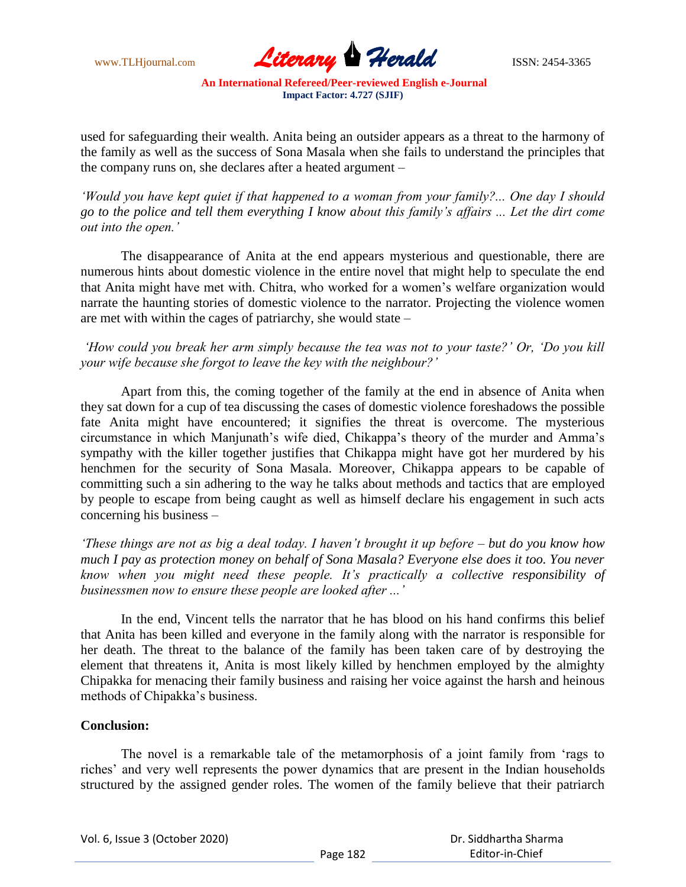used for safeguarding their wealth. Anita being an outsider appears as a threat to the harmony of the family as well as the success of Sona Masala when she fails to understand the principles that the company runs on, she declares after a heated argument –

*'Would you have kept quiet if that happened to a woman from your family?... One day I should go to the police and tell them everything I know about this family's affairs ... Let the dirt come out into the open.'*

The disappearance of Anita at the end appears mysterious and questionable, there are numerous hints about domestic violence in the entire novel that might help to speculate the end that Anita might have met with. Chitra, who worked for a women's welfare organization would narrate the haunting stories of domestic violence to the narrator. Projecting the violence women are met with within the cages of patriarchy, she would state –

*'How could you break her arm simply because the tea was not to your taste?' Or, 'Do you kill your wife because she forgot to leave the key with the neighbour?'*

Apart from this, the coming together of the family at the end in absence of Anita when they sat down for a cup of tea discussing the cases of domestic violence foreshadows the possible fate Anita might have encountered; it signifies the threat is overcome. The mysterious circumstance in which Manjunath's wife died, Chikappa's theory of the murder and Amma's sympathy with the killer together justifies that Chikappa might have got her murdered by his henchmen for the security of Sona Masala. Moreover, Chikappa appears to be capable of committing such a sin adhering to the way he talks about methods and tactics that are employed by people to escape from being caught as well as himself declare his engagement in such acts concerning his business –

*'These things are not as big a deal today. I haven't brought it up before – but do you know how much I pay as protection money on behalf of Sona Masala? Everyone else does it too. You never know when you might need these people. It's practically a collective responsibility of businessmen now to ensure these people are looked after ...'*

In the end, Vincent tells the narrator that he has blood on his hand confirms this belief that Anita has been killed and everyone in the family along with the narrator is responsible for her death. The threat to the balance of the family has been taken care of by destroying the element that threatens it, Anita is most likely killed by henchmen employed by the almighty Chipakka for menacing their family business and raising her voice against the harsh and heinous methods of Chipakka's business.

**Conclusion:**

The novel is a remarkable tale of the metamorphosis of a joint family from 'rags to riches' and very well represents the power dynamics that are present in the Indian households structured by the assigned gender roles. The women of the family believe that their patriarch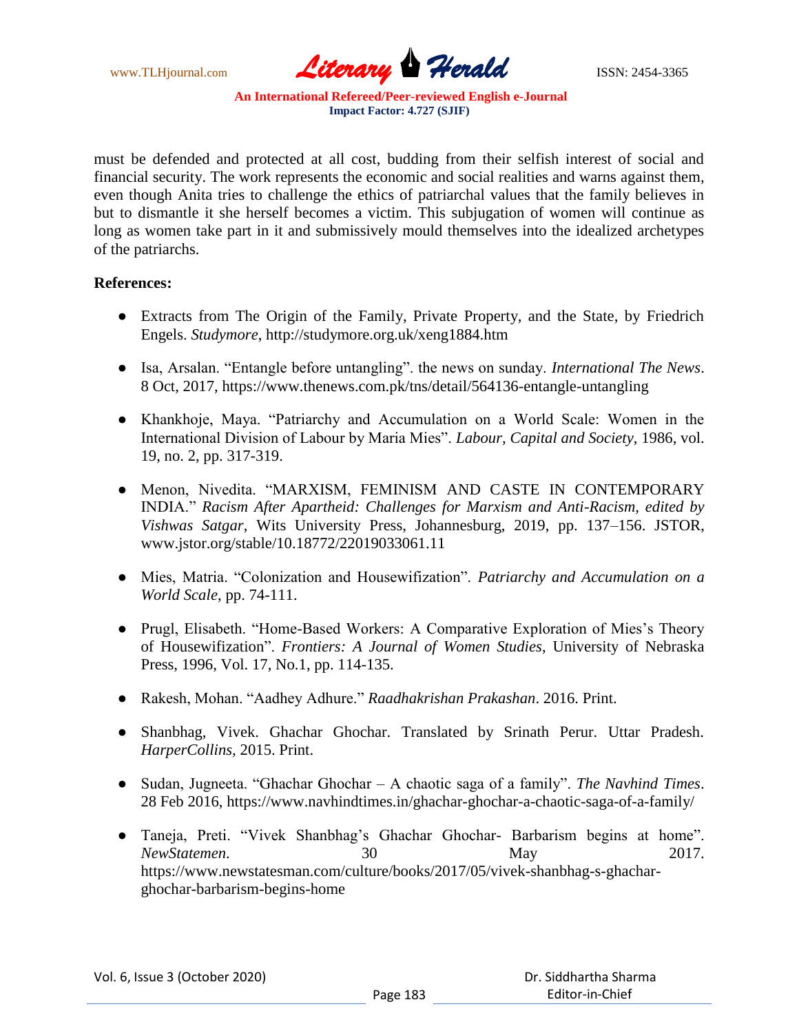must be defended and protected at all cost, budding from their selfish interest of social and financial security. The work represents the economic and social realities and warns against them, even though Anita tries to challenge the ethics of patriarchal values that the family believes in but to dismantle it she herself becomes a victim. This subjugation of women will continue as long as women take part in it and submissively mould themselves into the idealized archetypes of the patriarchs.

**References:**

- Extracts from The Origin of the Family, Private Property, and the State, by Friedrich Engels. *Studymore*, http://studymore.org.uk/xeng1884.htm
- Isa, Arsalan. "Entangle before untangling". the news on sunday. *International The News*. 8 Oct, 2017, https://www.thenews.com.pk/tns/detail/564136-entangle-untangling
- Khankhoje, Maya. "Patriarchy and Accumulation on a World Scale: Women in the International Division of Labour by Maria Mies". *Labour, Capital and Society*, 1986, vol. 19, no. 2, pp. 317-319.
- Menon, Nivedita. "MARXISM, FEMINISM AND CASTE IN CONTEMPORARY INDIA." *Racism After Apartheid: Challenges for Marxism and Anti-Racism, edited by Vishwas Satgar*, Wits University Press, Johannesburg, 2019, pp. 137–156. JSTOR, www.jstor.org/stable/10.18772/22019033061.11
- Mies, Matria. "Colonization and Housewifization". *Patriarchy and Accumulation on a World Scale*, pp. 74-111.
- Prugl, Elisabeth. "Home-Based Workers: A Comparative Exploration of Mies's Theory of Housewifization". *Frontiers: A Journal of Women Studies*, University of Nebraska Press, 1996, Vol. 17, No.1, pp. 114-135.
- Rakesh, Mohan. "Aadhey Adhure." *Raadhakrishan Prakashan*. 2016. Print.
- Shanbhag, Vivek. Ghachar Ghochar. Translated by Srinath Perur. Uttar Pradesh. *HarperCollins,* 2015. Print.
- Sudan, Jugneeta. "Ghachar Ghochar – A chaotic saga of a family". *The Navhind Times*. 28 Feb 2016, https://www.navhindtimes.in/ghachar-ghochar-a-chaotic-saga-of-a-family/
- Taneja, Preti. "Vivek Shanbhag's Ghachar Ghochar- Barbarism begins at home". *NewStatemen*. 30 May 2017. https://www.newstatesman.com/culture/books/2017/05/vivek-shanbhag-s-ghachar-ghochar-barbarism-begins-home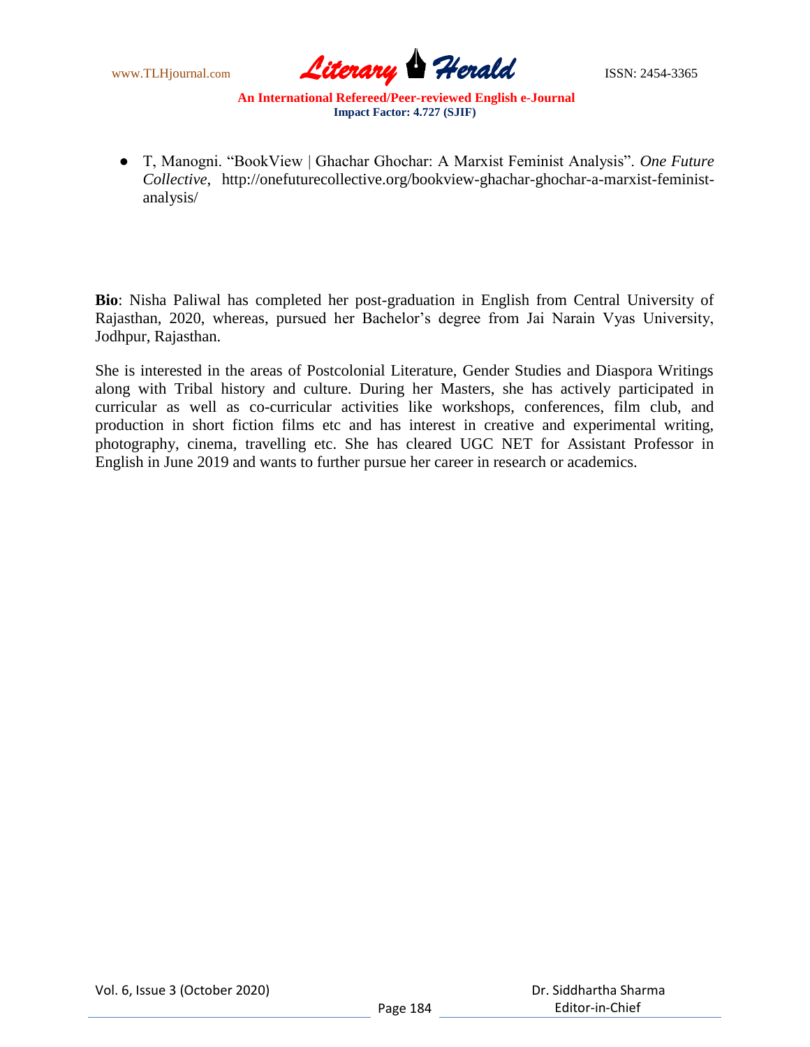- T, Manogni. "BookView | Ghachar Ghochar: A Marxist Feminist Analysis". *One Future Collective*, http://onefuturecollective.org/bookview-ghachar-ghochar-a-marxist-feminist-analysis/

**Bio**: Nisha Paliwal has completed her post-graduation in English from Central University of Rajasthan, 2020, whereas, pursued her Bachelor's degree from Jai Narain Vyas University, Jodhpur, Rajasthan.

She is interested in the areas of Postcolonial Literature, Gender Studies and Diaspora Writings along with Tribal history and culture. During her Masters, she has actively participated in curricular as well as co-curricular activities like workshops, conferences, film club, and production in short fiction films etc and has interest in creative and experimental writing, photography, cinema, travelling etc. She has cleared UGC NET for Assistant Professor in English in June 2019 and wants to further pursue her career in research or academics.